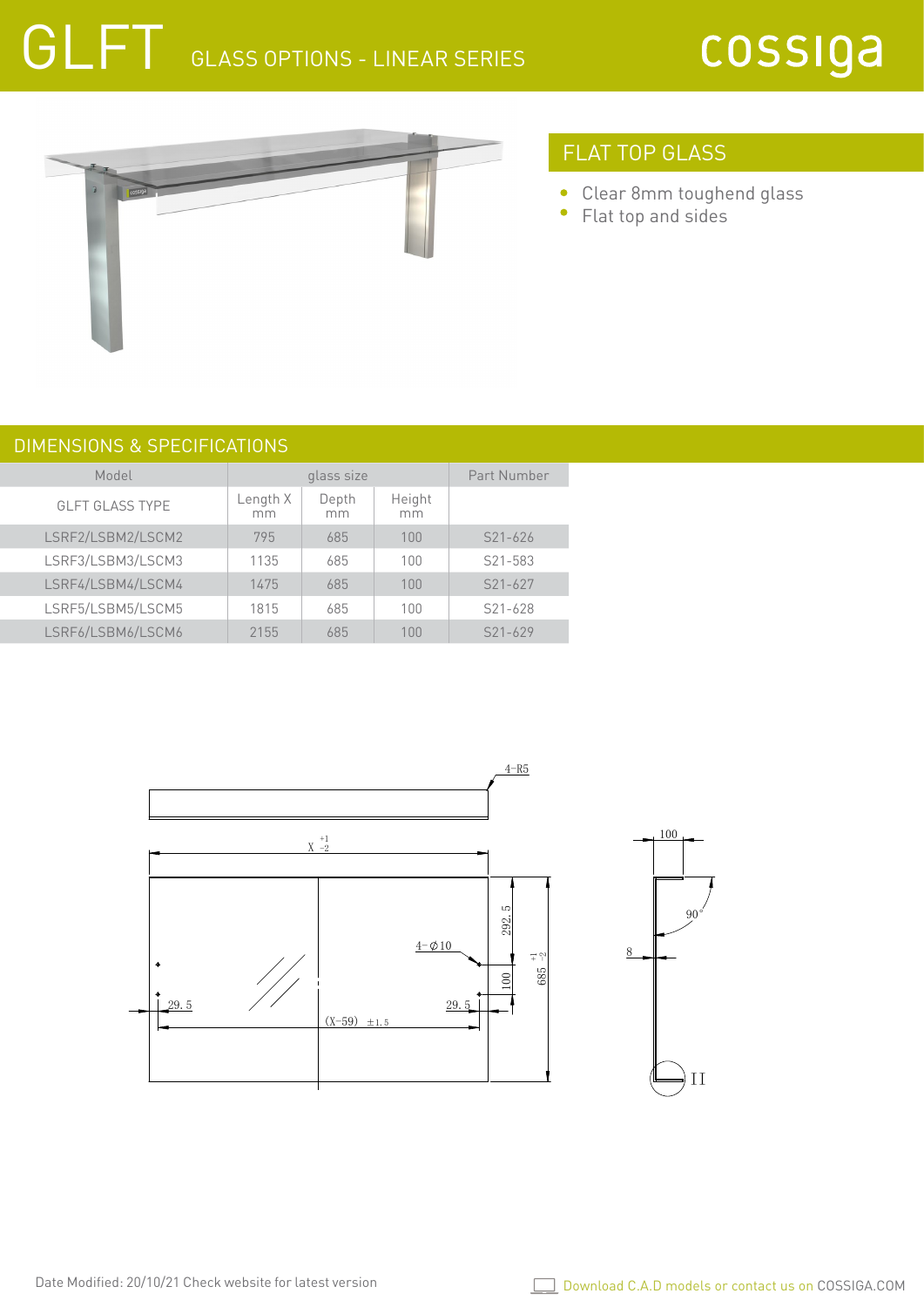# GLFT GLASS OPTIONS - LINEAR SERIES

cossiga

## FLAT TOP GLASS

- Clear 8mm toughend glass
- Flat top and sides

## DIMENSIONS & SPECIFICATIONS

| Model | glass size | | | Part Number |
|---|---|---|---|---|
| GLFT GLASS TYPE | Length X mm | Depth mm | Height mm | |
| LSRF2/LSBM2/LSCM2 | 795 | 685 | 100 | S21-626 |
| LSRF3/LSBM3/LSCM3 | 1135 | 685 | 100 | S21-583 |
| LSRF4/LSBM4/LSCM4 | 1475 | 685 | 100 | S21-627 |
| LSRF5/LSBM5/LSCM5 | 1815 | 685 | 100 | S21-628 |
| LSRF6/LSBM6/LSCM6 | 2155 | 685 | 100 | S21-629 |

4-R5

X +1 -2

292.5

4-Ø10

100

685 +1 -2

29.5

29.5

(X-59) ±1.5

100

90°

8

II

Date Modified: 20/10/21 Check website for latest version

Download C.A.D models or contact us on COSSIGA.COM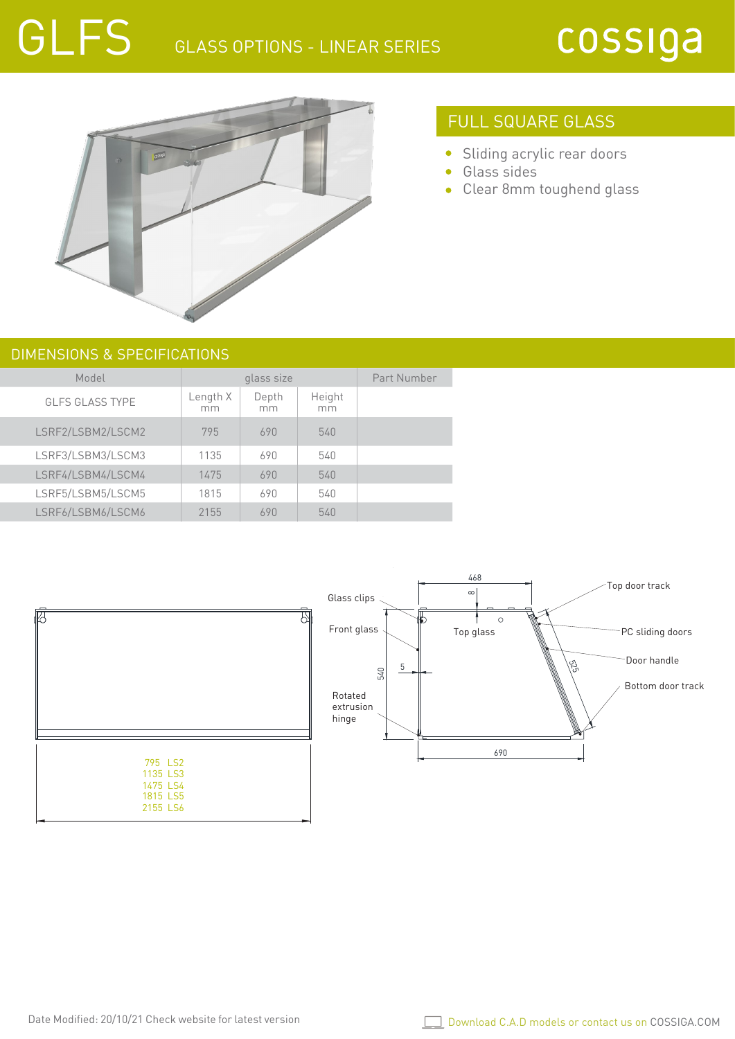# GLFS GLASS OPTIONS - LINEAR SERIES

cossiga

## FULL SQUARE GLASS

- Sliding acrylic rear doors
- Glass sides
- Clear 8mm toughened glass

## DIMENSIONS & SPECIFICATIONS

| Model | glass size | | | Part Number |
|---|---|---|---|---|
| GLFS GLASS TYPE | Length X mm | Depth mm | Height mm | |
| LSRF2/LSBM2/LSCM2 | 795 | 690 | 540 | |
| LSRF3/LSBM3/LSCM3 | 1135 | 690 | 540 | |
| LSRF4/LSBM4/LSCM4 | 1475 | 690 | 540 | |
| LSRF5/LSBM5/LSCM5 | 1815 | 690 | 540 | |
| LSRF6/LSBM6/LSCM6 | 2155 | 690 | 540 | |

795 LS2
1135 LS3
1475 LS4
1815 LS5
2155 LS6

468
8
Glass clips
Front glass
Top glass
540
5
Rotated extrusion hinge
Top door track
PC sliding doors
Door handle
525
Bottom door track
690

Date Modified: 20/10/21 Check website for latest version

Download C.A.D models or contact us on COSSIGA.COM